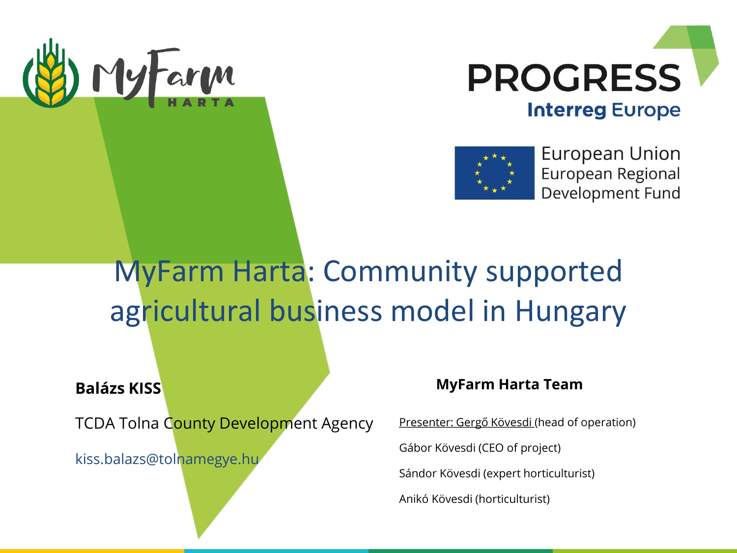MyFarm HARTA

PROGRESS
Interreg Europe

European Union
European Regional Development Fund

# MyFarm Harta: Community supported agricultural business model in Hungary

**Balázs KISS**

TCDA Tolna County Development Agency

kiss.balazs@tolnamegye.hu

**MyFarm Harta Team**

Presenter: Gergő Kövesdi (head of operation)

Gábor Kövesdi (CEO of project)

Sándor Kövesdi (expert horticulturist)

Anikó Kövesdi (horticulturist)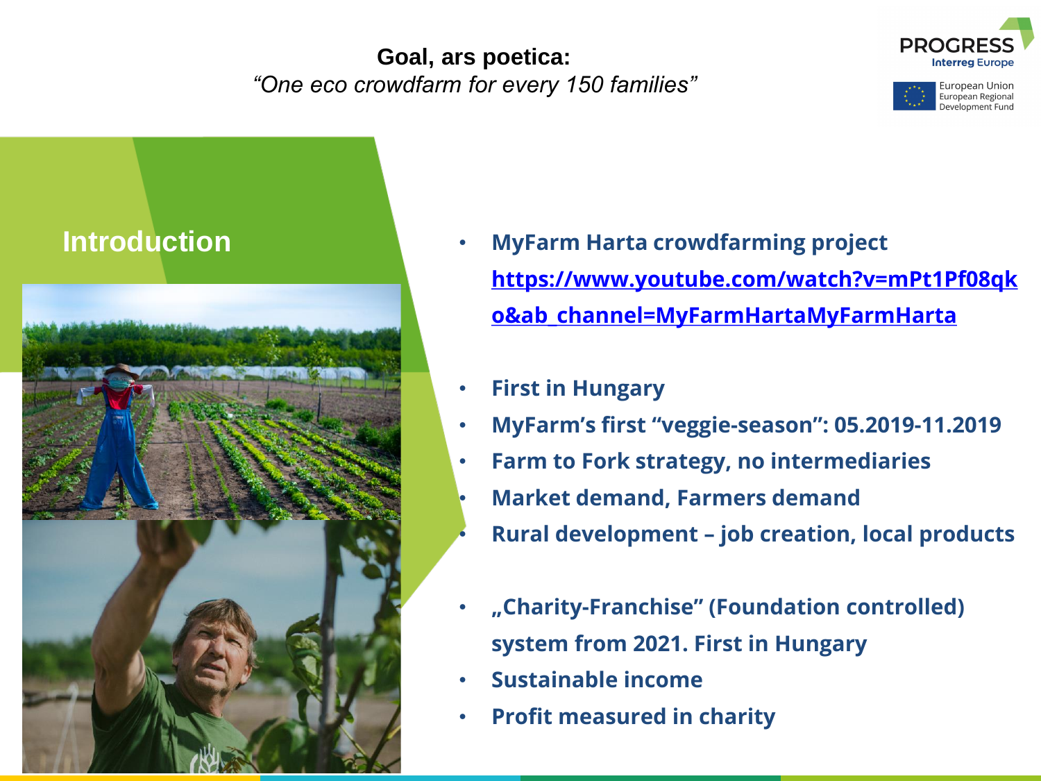**Goal, ars poetica:**
*"One eco crowdfarm for every 150 families"*

PROGRESS Interreg Europe

European Union European Regional Development Fund

## Introduction

- **MyFarm Harta crowdfarming project** **https://www.youtube.com/watch?v=mPt1Pf08qko&ab_channel=MyFarmHartaMyFarmHarta**
- **First in Hungary**
- **MyFarm's first "veggie-season": 05.2019-11.2019**
- **Farm to Fork strategy, no intermediaries**
- **Market demand, Farmers demand**
- **Rural development – job creation, local products**
- **„Charity-Franchise" (Foundation controlled) system from 2021. First in Hungary**
- **Sustainable income**
- **Profit measured in charity**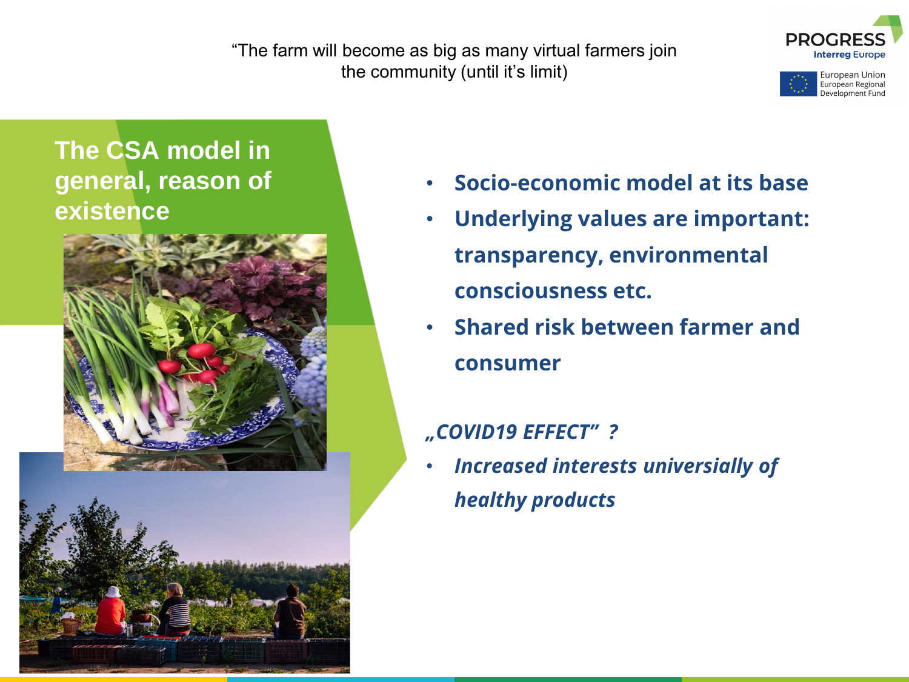"The farm will become as big as many virtual farmers join the community (until it's limit)

## The CSA model in general, reason of existence

- **Socio-economic model at its base**
- **Underlying values are important: transparency, environmental consciousness etc.**
- **Shared risk between farmer and consumer**

***„COVID19 EFFECT" ?***

- ***Increased interests universially of healthy products***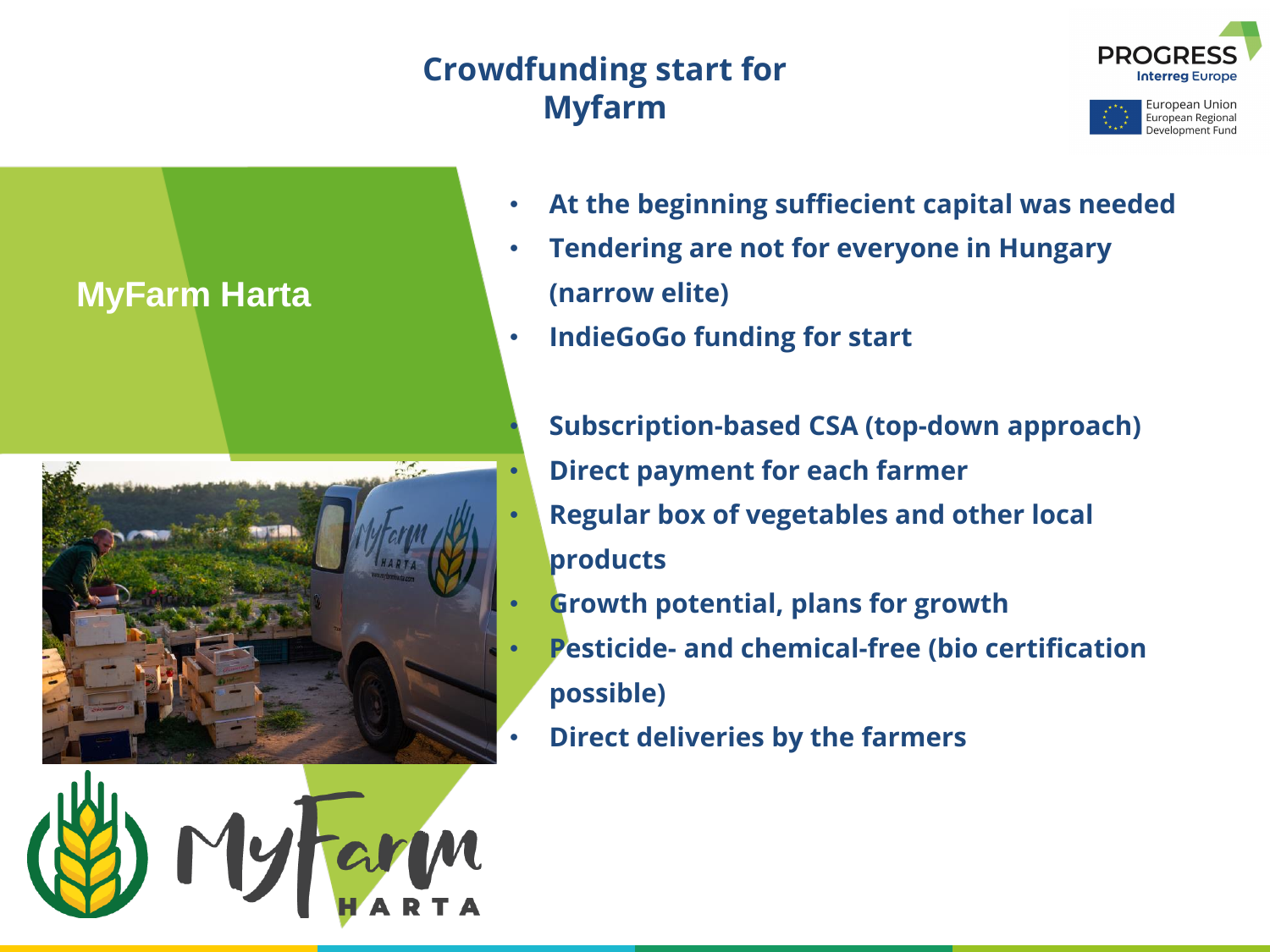# Crowdfunding start for Myfarm

## MyFarm Harta

- At the beginning suffiecient capital was needed
- Tendering are not for everyone in Hungary (narrow elite)
- IndieGoGo funding for start

- Subscription-based CSA (top-down approach)
- Direct payment for each farmer
- Regular box of vegetables and other local products
- Growth potential, plans for growth
- Pesticide- and chemical-free (bio certification possible)
- Direct deliveries by the farmers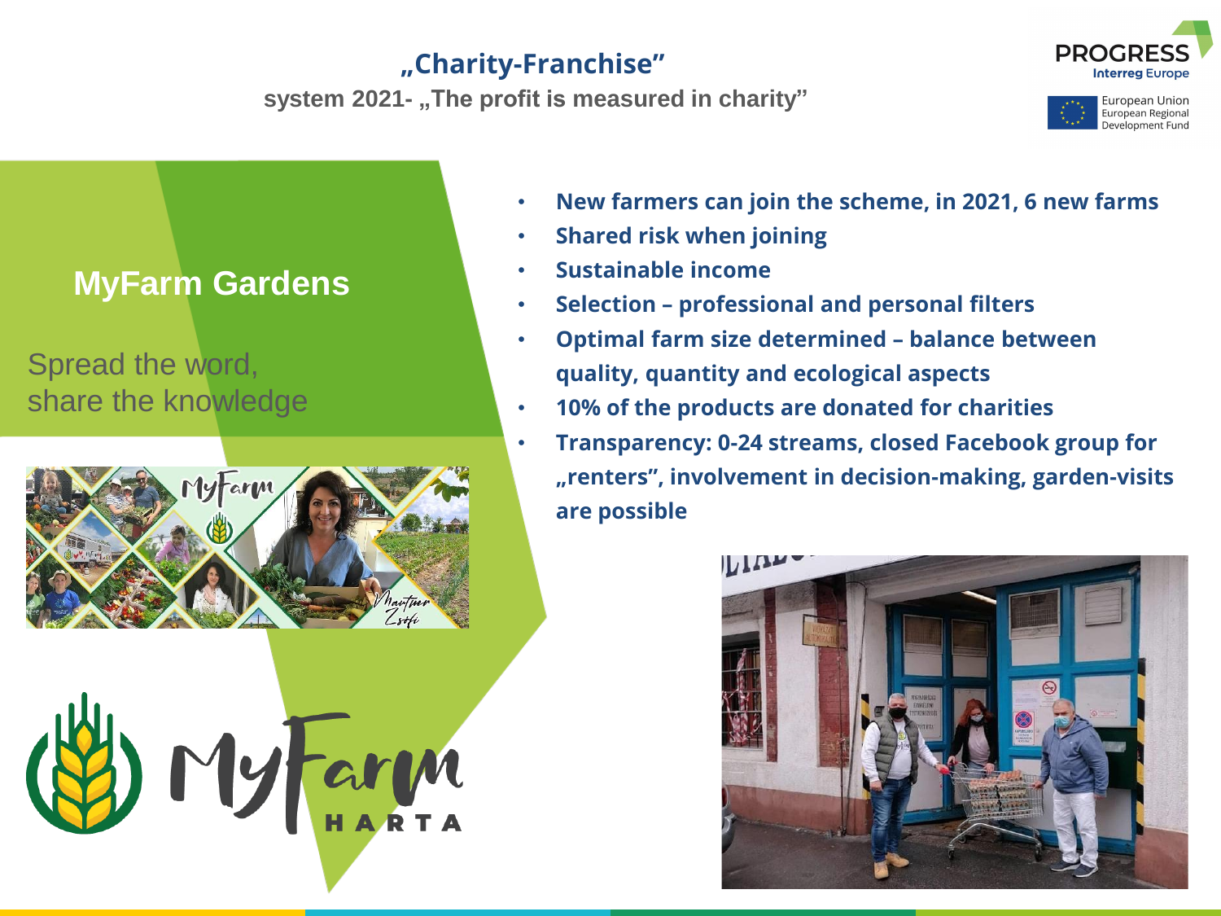# „Charity-Franchise"

**system 2021- „The profit is measured in charity"**

## MyFarm Gardens

Spread the word,
share the knowledge

- **New farmers can join the scheme, in 2021, 6 new farms**
- **Shared risk when joining**
- **Sustainable income**
- **Selection – professional and personal filters**
- **Optimal farm size determined – balance between quality, quantity and ecological aspects**
- **10% of the products are donated for charities**
- **Transparency: 0-24 streams, closed Facebook group for „renters", involvement in decision-making, garden-visits are possible**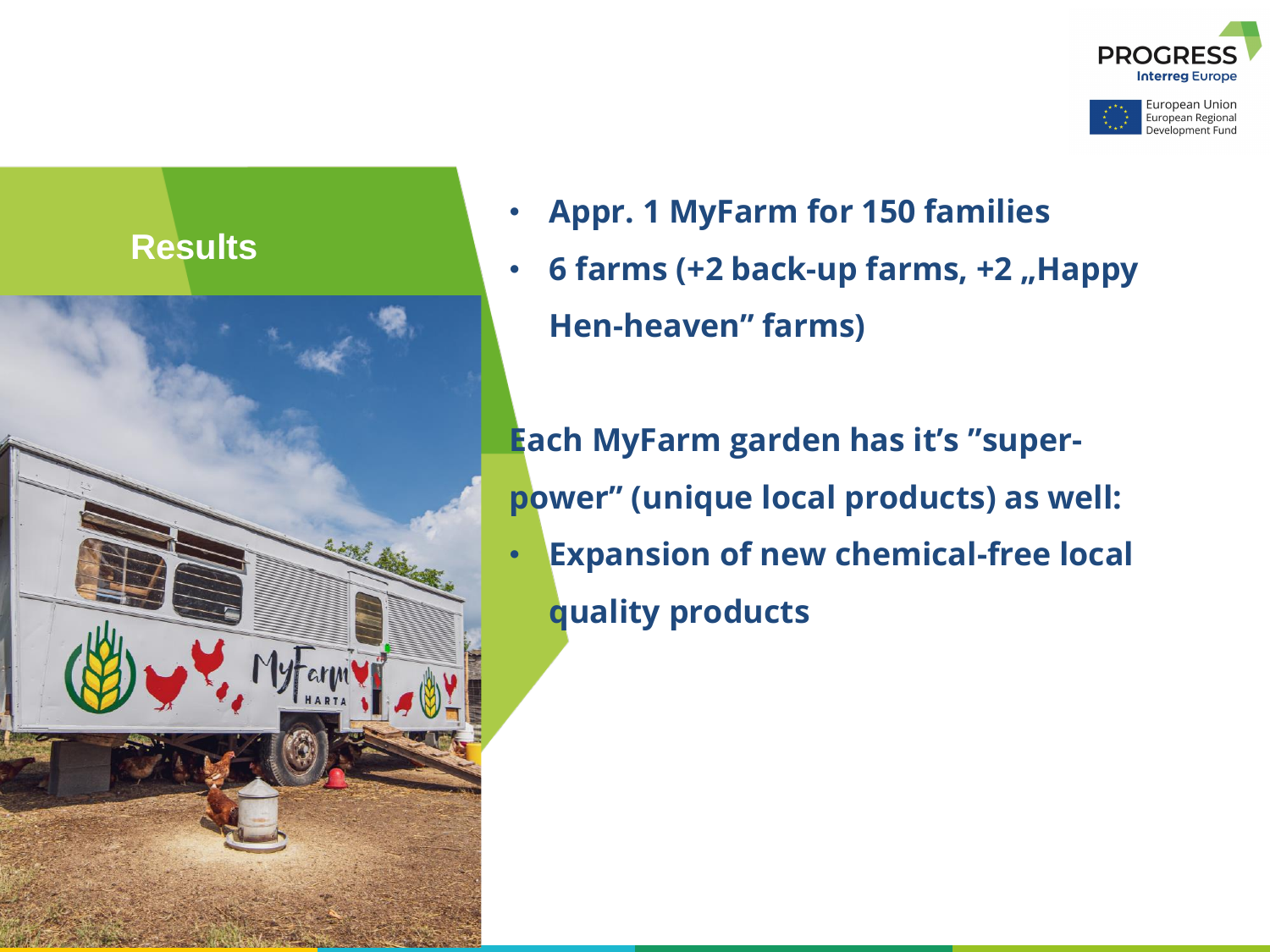# Results

- **Appr. 1 MyFarm for 150 families**
- **6 farms (+2 back-up farms, +2 „Happy Hen-heaven" farms)**

**Each MyFarm garden has it's "super-power" (unique local products) as well:**

- **Expansion of new chemical-free local quality products**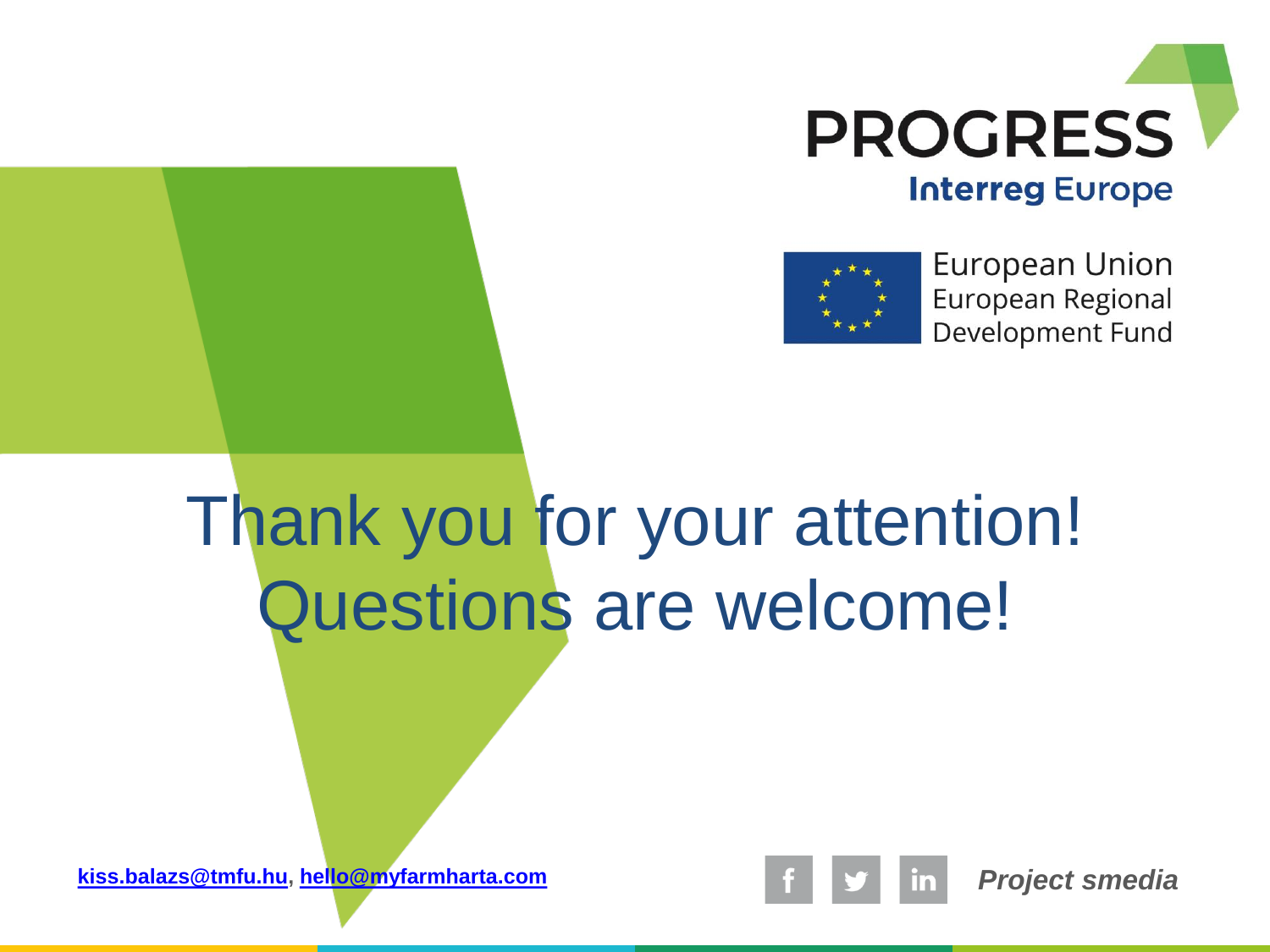PROGRESS

Interreg Europe

European Union
European Regional
Development Fund

# Thank you for your attention!
# Questions are welcome!

**kiss.balazs@tmfu.hu**, **hello@myfarmharta.com**

***Project smedia***